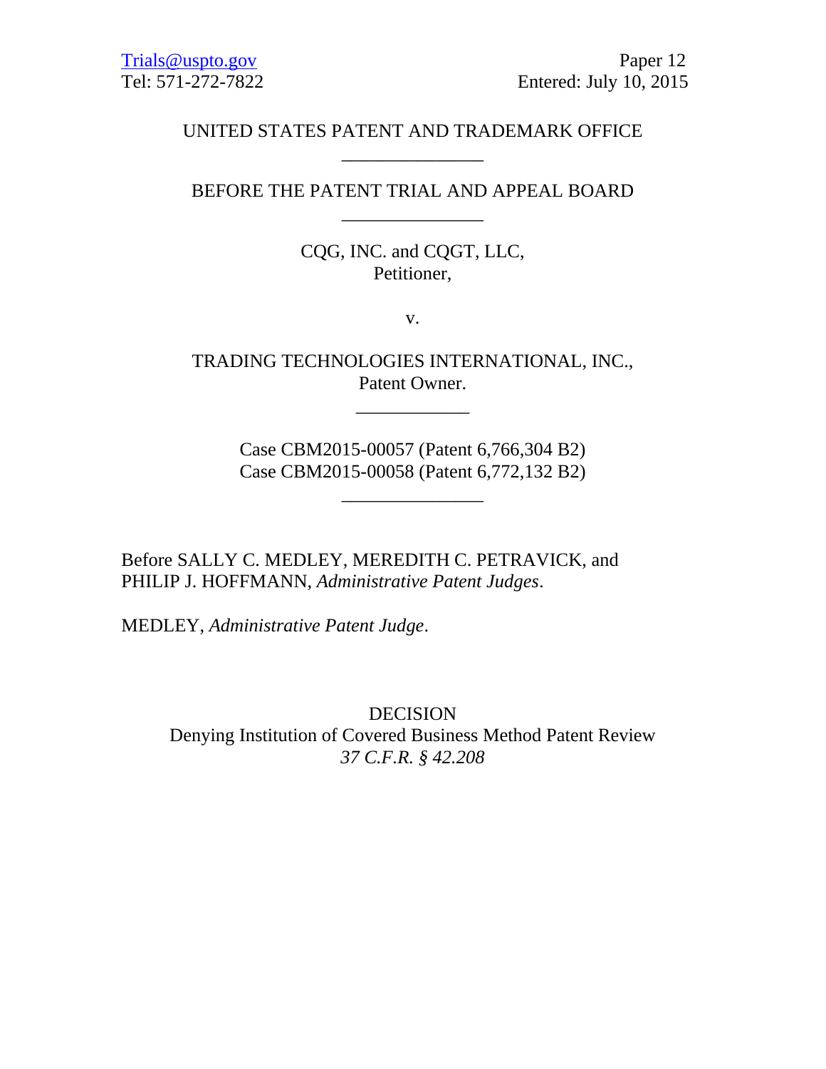Trials@uspto.gov
Tel: 571-272-7822

Paper 12
Entered: July 10, 2015

UNITED STATES PATENT AND TRADEMARK OFFICE

---

BEFORE THE PATENT TRIAL AND APPEAL BOARD

---

CQG, INC. and CQGT, LLC,
Petitioner,

v.

TRADING TECHNOLOGIES INTERNATIONAL, INC.,
Patent Owner.

---

Case CBM2015-00057 (Patent 6,766,304 B2)
Case CBM2015-00058 (Patent 6,772,132 B2)

---

Before SALLY C. MEDLEY, MEREDITH C. PETRAVICK, and PHILIP J. HOFFMANN, *Administrative Patent Judges*.

MEDLEY, *Administrative Patent Judge*.

DECISION
Denying Institution of Covered Business Method Patent Review
*37 C.F.R. § 42.208*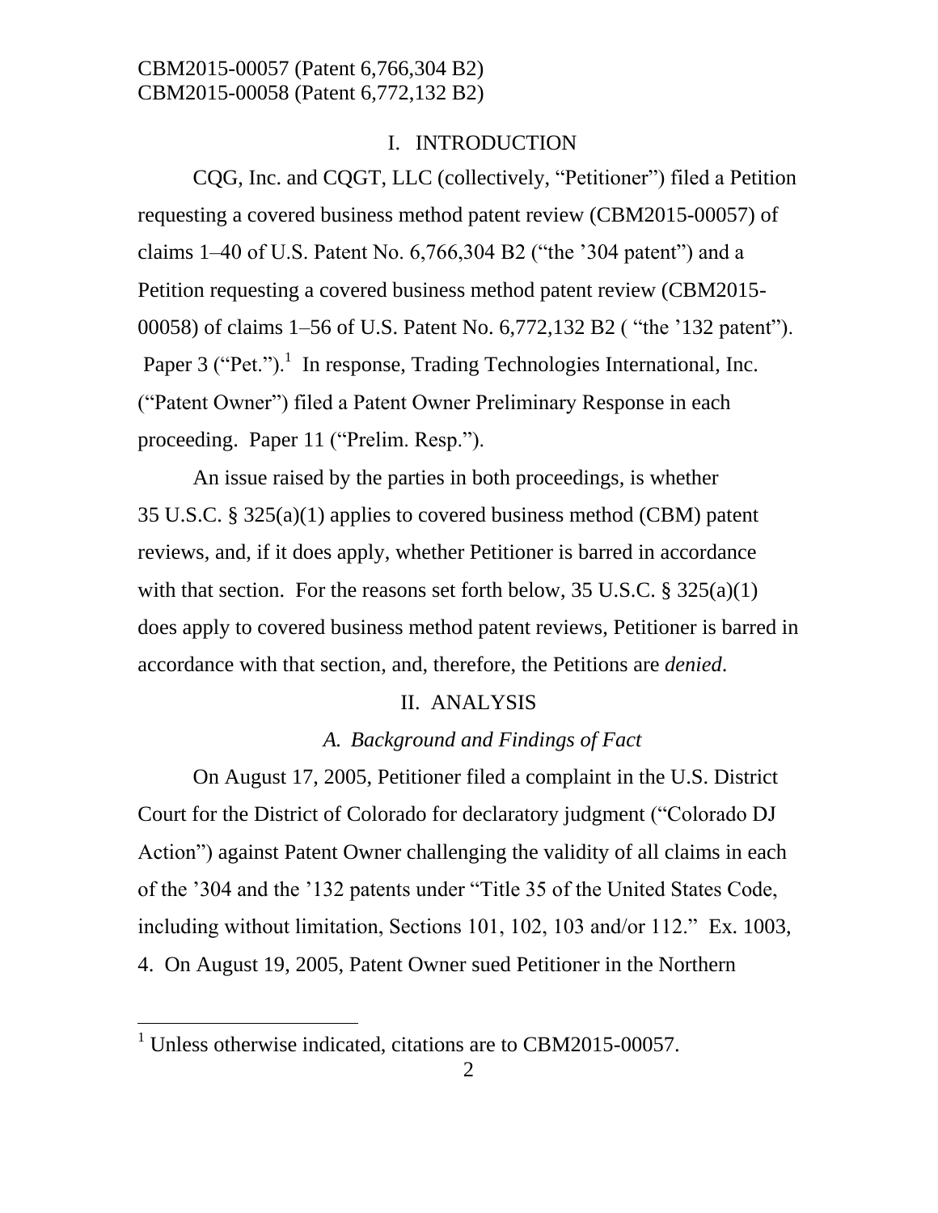## I. INTRODUCTION

CQG, Inc. and CQGT, LLC (collectively, "Petitioner") filed a Petition requesting a covered business method patent review (CBM2015-00057) of claims 1–40 of U.S. Patent No. 6,766,304 B2 ("the '304 patent") and a Petition requesting a covered business method patent review (CBM2015-00058) of claims 1–56 of U.S. Patent No. 6,772,132 B2 ( "the '132 patent"). Paper 3 ("Pet.").[1] In response, Trading Technologies International, Inc. ("Patent Owner") filed a Patent Owner Preliminary Response in each proceeding. Paper 11 ("Prelim. Resp.").

An issue raised by the parties in both proceedings, is whether 35 U.S.C. § 325(a)(1) applies to covered business method (CBM) patent reviews, and, if it does apply, whether Petitioner is barred in accordance with that section. For the reasons set forth below, 35 U.S.C. § 325(a)(1) does apply to covered business method patent reviews, Petitioner is barred in accordance with that section, and, therefore, the Petitions are *denied*.

## II. ANALYSIS

### *A. Background and Findings of Fact*

On August 17, 2005, Petitioner filed a complaint in the U.S. District Court for the District of Colorado for declaratory judgment ("Colorado DJ Action") against Patent Owner challenging the validity of all claims in each of the '304 and the '132 patents under "Title 35 of the United States Code, including without limitation, Sections 101, 102, 103 and/or 112." Ex. 1003, 4. On August 19, 2005, Patent Owner sued Petitioner in the Northern

[1] Unless otherwise indicated, citations are to CBM2015-00057.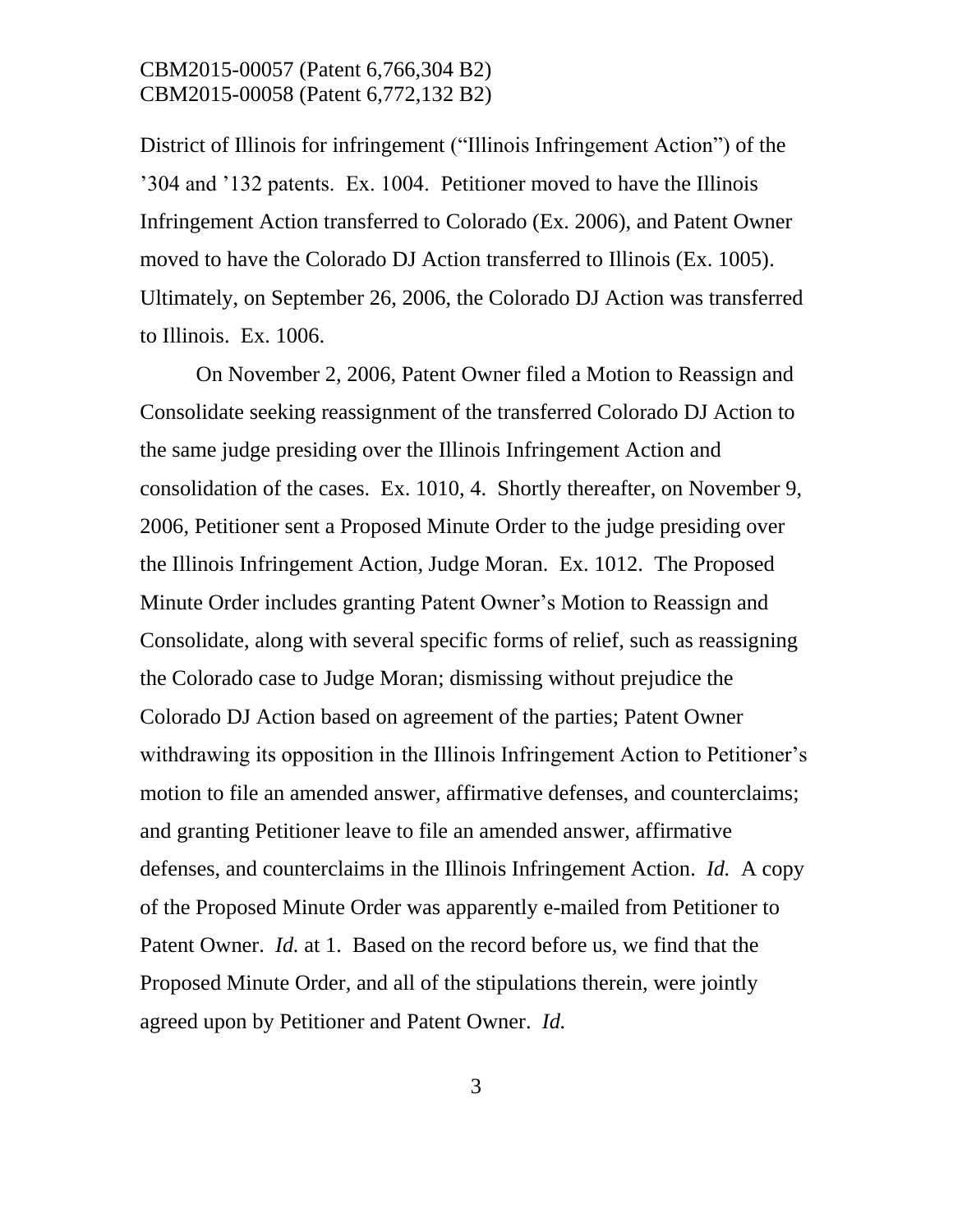District of Illinois for infringement ("Illinois Infringement Action") of the '304 and '132 patents. Ex. 1004. Petitioner moved to have the Illinois Infringement Action transferred to Colorado (Ex. 2006), and Patent Owner moved to have the Colorado DJ Action transferred to Illinois (Ex. 1005). Ultimately, on September 26, 2006, the Colorado DJ Action was transferred to Illinois. Ex. 1006.

On November 2, 2006, Patent Owner filed a Motion to Reassign and Consolidate seeking reassignment of the transferred Colorado DJ Action to the same judge presiding over the Illinois Infringement Action and consolidation of the cases. Ex. 1010, 4. Shortly thereafter, on November 9, 2006, Petitioner sent a Proposed Minute Order to the judge presiding over the Illinois Infringement Action, Judge Moran. Ex. 1012. The Proposed Minute Order includes granting Patent Owner's Motion to Reassign and Consolidate, along with several specific forms of relief, such as reassigning the Colorado case to Judge Moran; dismissing without prejudice the Colorado DJ Action based on agreement of the parties; Patent Owner withdrawing its opposition in the Illinois Infringement Action to Petitioner's motion to file an amended answer, affirmative defenses, and counterclaims; and granting Petitioner leave to file an amended answer, affirmative defenses, and counterclaims in the Illinois Infringement Action. *Id.* A copy of the Proposed Minute Order was apparently e-mailed from Petitioner to Patent Owner. *Id.* at 1. Based on the record before us, we find that the Proposed Minute Order, and all of the stipulations therein, were jointly agreed upon by Petitioner and Patent Owner. *Id.*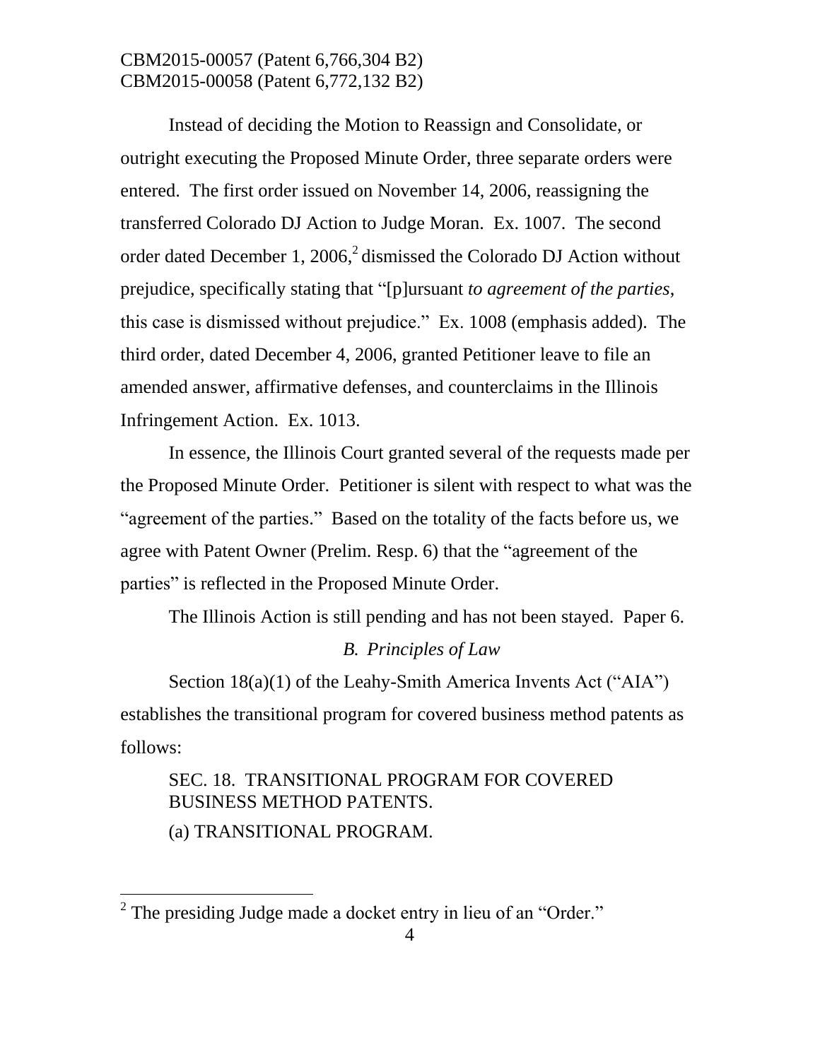Instead of deciding the Motion to Reassign and Consolidate, or outright executing the Proposed Minute Order, three separate orders were entered. The first order issued on November 14, 2006, reassigning the transferred Colorado DJ Action to Judge Moran. Ex. 1007. The second order dated December 1, 2006,[2] dismissed the Colorado DJ Action without prejudice, specifically stating that "[p]ursuant *to agreement of the parties*, this case is dismissed without prejudice." Ex. 1008 (emphasis added). The third order, dated December 4, 2006, granted Petitioner leave to file an amended answer, affirmative defenses, and counterclaims in the Illinois Infringement Action. Ex. 1013.

In essence, the Illinois Court granted several of the requests made per the Proposed Minute Order. Petitioner is silent with respect to what was the "agreement of the parties." Based on the totality of the facts before us, we agree with Patent Owner (Prelim. Resp. 6) that the "agreement of the parties" is reflected in the Proposed Minute Order.

The Illinois Action is still pending and has not been stayed. Paper 6.

### *B. Principles of Law*

Section 18(a)(1) of the Leahy-Smith America Invents Act ("AIA") establishes the transitional program for covered business method patents as follows:

> SEC. 18. TRANSITIONAL PROGRAM FOR COVERED BUSINESS METHOD PATENTS.
>
> (a) TRANSITIONAL PROGRAM.

[2] The presiding Judge made a docket entry in lieu of an "Order."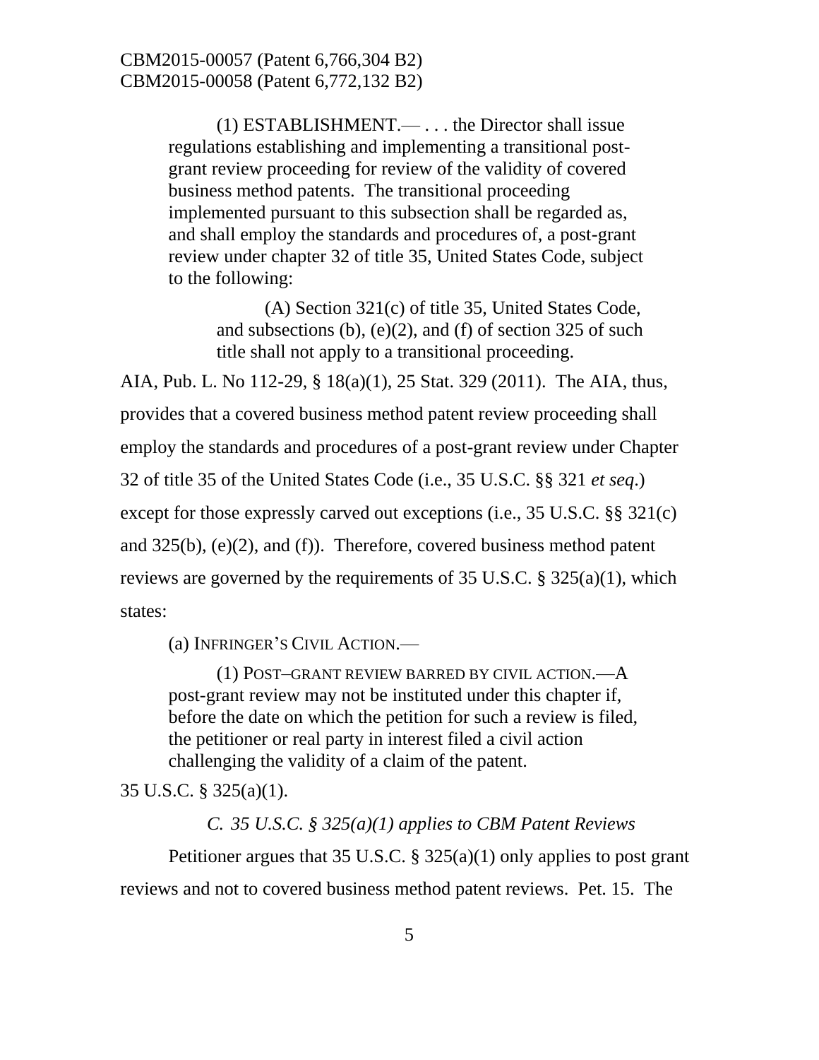> (1) ESTABLISHMENT.— . . . the Director shall issue regulations establishing and implementing a transitional post-grant review proceeding for review of the validity of covered business method patents. The transitional proceeding implemented pursuant to this subsection shall be regarded as, and shall employ the standards and procedures of, a post-grant review under chapter 32 of title 35, United States Code, subject to the following:
>
> > (A) Section 321(c) of title 35, United States Code, and subsections (b), (e)(2), and (f) of section 325 of such title shall not apply to a transitional proceeding.

AIA, Pub. L. No 112-29, § 18(a)(1), 25 Stat. 329 (2011). The AIA, thus, provides that a covered business method patent review proceeding shall employ the standards and procedures of a post-grant review under Chapter 32 of title 35 of the United States Code (i.e., 35 U.S.C. §§ 321 *et seq*.) except for those expressly carved out exceptions (i.e., 35 U.S.C. §§ 321(c) and 325(b), (e)(2), and (f)). Therefore, covered business method patent reviews are governed by the requirements of 35 U.S.C. § 325(a)(1), which states:

> (a) INFRINGER'S CIVIL ACTION.—
>
> (1) POST–GRANT REVIEW BARRED BY CIVIL ACTION.—A post-grant review may not be instituted under this chapter if, before the date on which the petition for such a review is filed, the petitioner or real party in interest filed a civil action challenging the validity of a claim of the patent.

35 U.S.C. § 325(a)(1).

*C. 35 U.S.C. § 325(a)(1) applies to CBM Patent Reviews*

Petitioner argues that 35 U.S.C. § 325(a)(1) only applies to post grant reviews and not to covered business method patent reviews. Pet. 15. The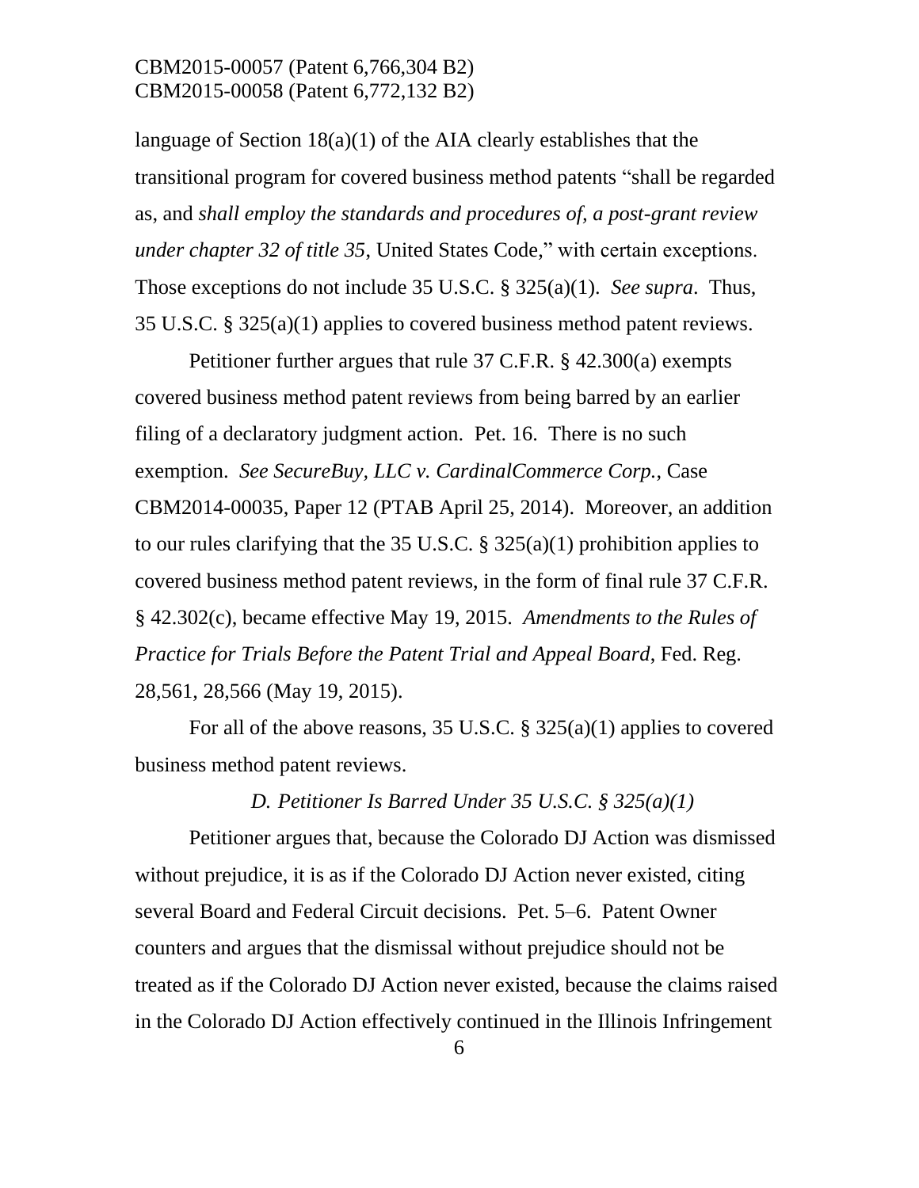language of Section 18(a)(1) of the AIA clearly establishes that the transitional program for covered business method patents "shall be regarded as, and *shall employ the standards and procedures of, a post-grant review under chapter 32 of title 35*, United States Code," with certain exceptions. Those exceptions do not include 35 U.S.C. § 325(a)(1). *See supra*. Thus, 35 U.S.C. § 325(a)(1) applies to covered business method patent reviews.

Petitioner further argues that rule 37 C.F.R. § 42.300(a) exempts covered business method patent reviews from being barred by an earlier filing of a declaratory judgment action. Pet. 16. There is no such exemption. *See SecureBuy, LLC v. CardinalCommerce Corp.*, Case CBM2014-00035, Paper 12 (PTAB April 25, 2014). Moreover, an addition to our rules clarifying that the 35 U.S.C. § 325(a)(1) prohibition applies to covered business method patent reviews, in the form of final rule 37 C.F.R. § 42.302(c), became effective May 19, 2015. *Amendments to the Rules of Practice for Trials Before the Patent Trial and Appeal Board*, Fed. Reg. 28,561, 28,566 (May 19, 2015).

For all of the above reasons, 35 U.S.C. § 325(a)(1) applies to covered business method patent reviews.

### *D. Petitioner Is Barred Under 35 U.S.C. § 325(a)(1)*

Petitioner argues that, because the Colorado DJ Action was dismissed without prejudice, it is as if the Colorado DJ Action never existed, citing several Board and Federal Circuit decisions. Pet. 5–6. Patent Owner counters and argues that the dismissal without prejudice should not be treated as if the Colorado DJ Action never existed, because the claims raised in the Colorado DJ Action effectively continued in the Illinois Infringement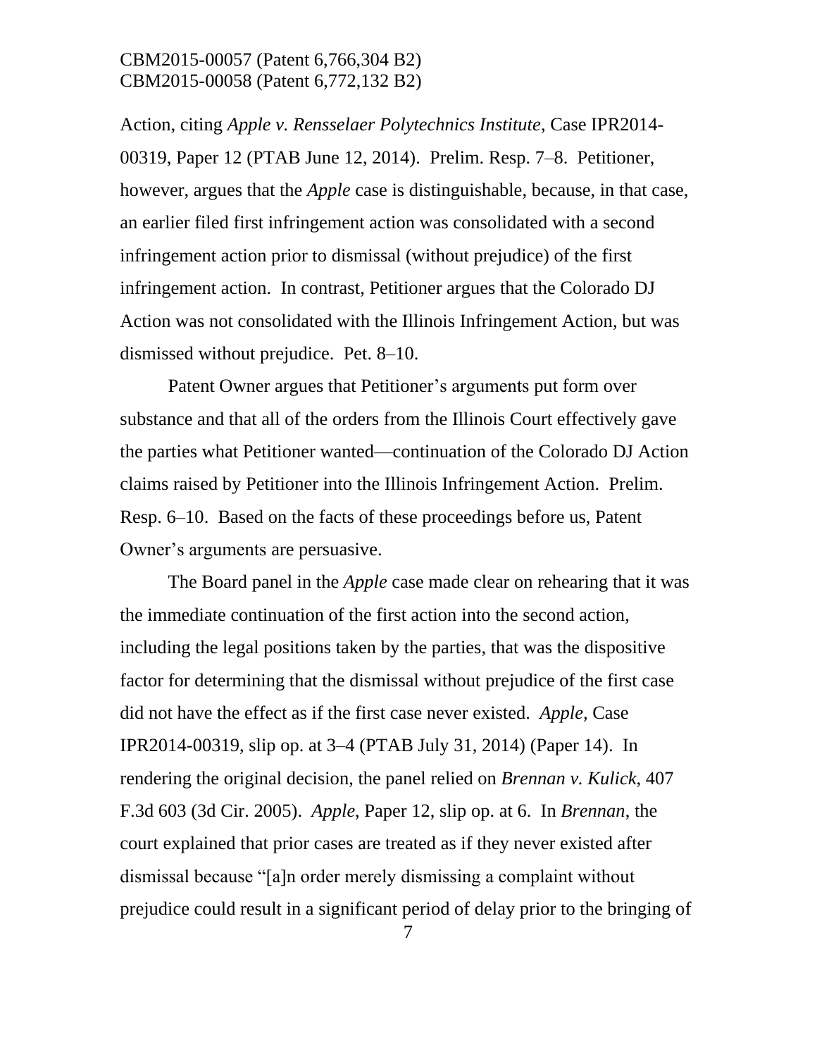Action, citing *Apple v. Rensselaer Polytechnics Institute*, Case IPR2014-00319, Paper 12 (PTAB June 12, 2014). Prelim. Resp. 7–8. Petitioner, however, argues that the *Apple* case is distinguishable, because, in that case, an earlier filed first infringement action was consolidated with a second infringement action prior to dismissal (without prejudice) of the first infringement action. In contrast, Petitioner argues that the Colorado DJ Action was not consolidated with the Illinois Infringement Action, but was dismissed without prejudice. Pet. 8–10.

Patent Owner argues that Petitioner's arguments put form over substance and that all of the orders from the Illinois Court effectively gave the parties what Petitioner wanted—continuation of the Colorado DJ Action claims raised by Petitioner into the Illinois Infringement Action. Prelim. Resp. 6–10. Based on the facts of these proceedings before us, Patent Owner's arguments are persuasive.

The Board panel in the *Apple* case made clear on rehearing that it was the immediate continuation of the first action into the second action, including the legal positions taken by the parties, that was the dispositive factor for determining that the dismissal without prejudice of the first case did not have the effect as if the first case never existed. *Apple,* Case IPR2014-00319, slip op. at 3–4 (PTAB July 31, 2014) (Paper 14). In rendering the original decision, the panel relied on *Brennan v. Kulick*, 407 F.3d 603 (3d Cir. 2005). *Apple*, Paper 12, slip op. at 6. In *Brennan,* the court explained that prior cases are treated as if they never existed after dismissal because "[a]n order merely dismissing a complaint without prejudice could result in a significant period of delay prior to the bringing of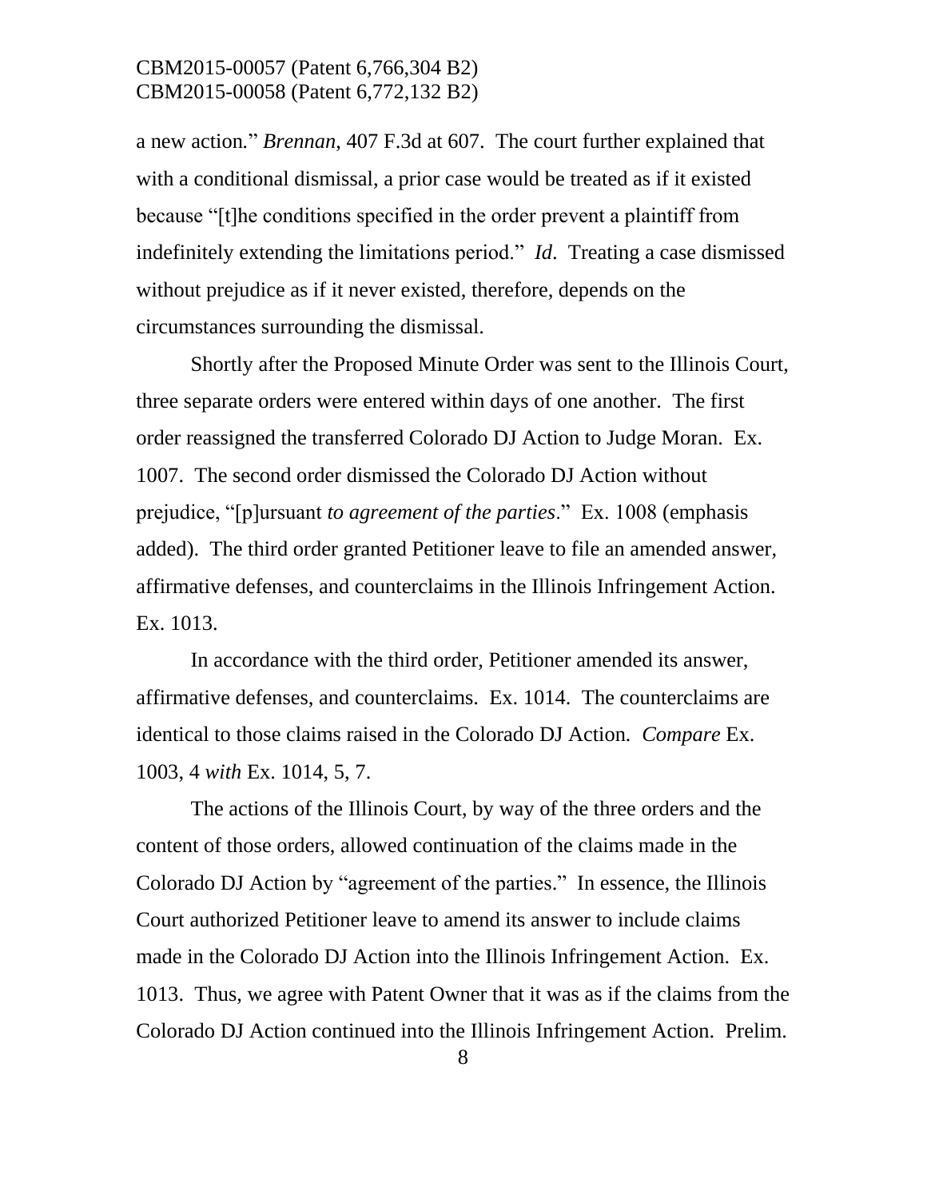a new action." *Brennan*, 407 F.3d at 607. The court further explained that with a conditional dismissal, a prior case would be treated as if it existed because "[t]he conditions specified in the order prevent a plaintiff from indefinitely extending the limitations period." *Id*. Treating a case dismissed without prejudice as if it never existed, therefore, depends on the circumstances surrounding the dismissal.

Shortly after the Proposed Minute Order was sent to the Illinois Court, three separate orders were entered within days of one another. The first order reassigned the transferred Colorado DJ Action to Judge Moran. Ex. 1007. The second order dismissed the Colorado DJ Action without prejudice, "[p]ursuant *to agreement of the parties*." Ex. 1008 (emphasis added). The third order granted Petitioner leave to file an amended answer, affirmative defenses, and counterclaims in the Illinois Infringement Action. Ex. 1013.

In accordance with the third order, Petitioner amended its answer, affirmative defenses, and counterclaims. Ex. 1014. The counterclaims are identical to those claims raised in the Colorado DJ Action. *Compare* Ex. 1003, 4 *with* Ex. 1014, 5, 7.

The actions of the Illinois Court, by way of the three orders and the content of those orders, allowed continuation of the claims made in the Colorado DJ Action by "agreement of the parties." In essence, the Illinois Court authorized Petitioner leave to amend its answer to include claims made in the Colorado DJ Action into the Illinois Infringement Action. Ex. 1013. Thus, we agree with Patent Owner that it was as if the claims from the Colorado DJ Action continued into the Illinois Infringement Action. Prelim.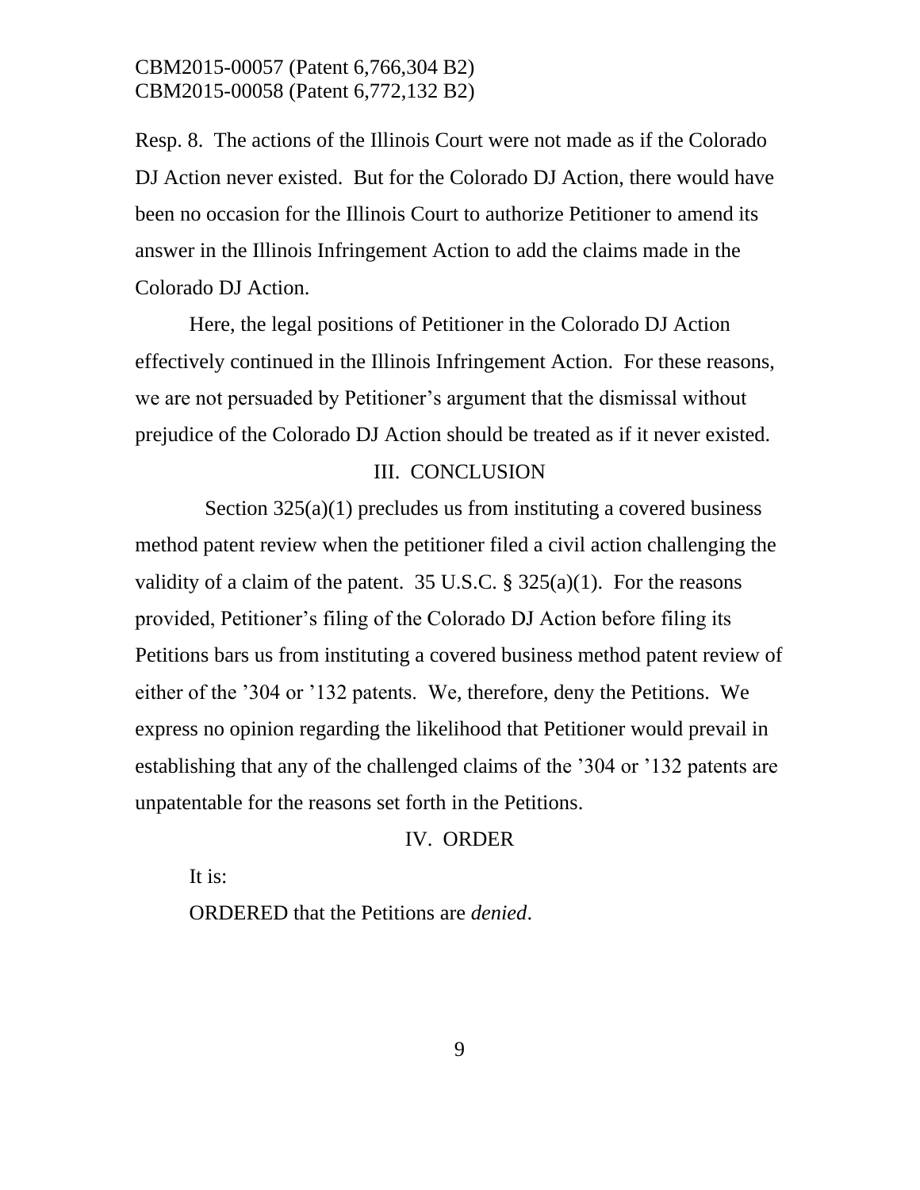Resp. 8. The actions of the Illinois Court were not made as if the Colorado DJ Action never existed. But for the Colorado DJ Action, there would have been no occasion for the Illinois Court to authorize Petitioner to amend its answer in the Illinois Infringement Action to add the claims made in the Colorado DJ Action.

Here, the legal positions of Petitioner in the Colorado DJ Action effectively continued in the Illinois Infringement Action. For these reasons, we are not persuaded by Petitioner's argument that the dismissal without prejudice of the Colorado DJ Action should be treated as if it never existed.

## III. CONCLUSION

Section 325(a)(1) precludes us from instituting a covered business method patent review when the petitioner filed a civil action challenging the validity of a claim of the patent. 35 U.S.C. § 325(a)(1). For the reasons provided, Petitioner's filing of the Colorado DJ Action before filing its Petitions bars us from instituting a covered business method patent review of either of the '304 or '132 patents. We, therefore, deny the Petitions. We express no opinion regarding the likelihood that Petitioner would prevail in establishing that any of the challenged claims of the '304 or '132 patents are unpatentable for the reasons set forth in the Petitions.

## IV. ORDER

It is:

ORDERED that the Petitions are *denied*.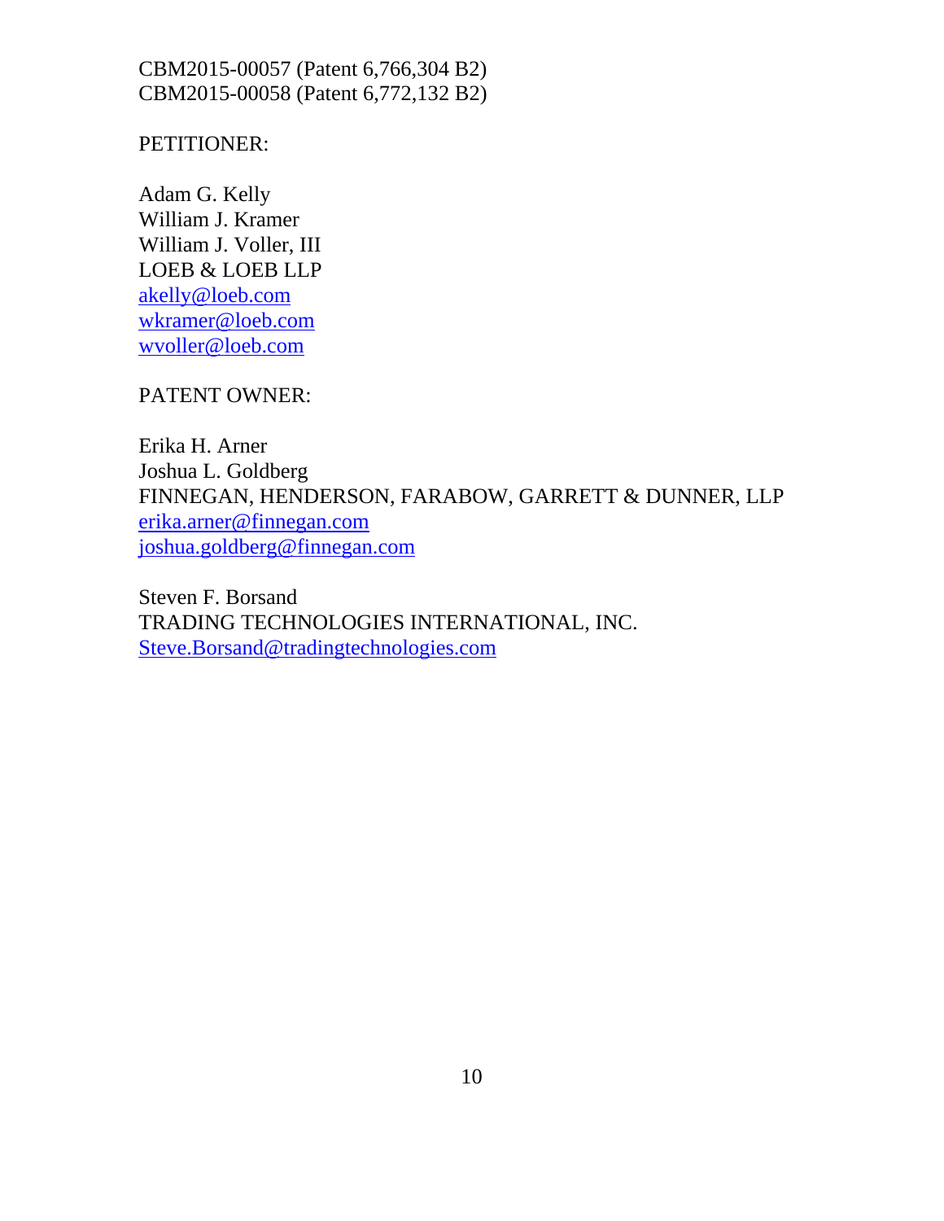CBM2015-00057 (Patent 6,766,304 B2)
CBM2015-00058 (Patent 6,772,132 B2)

PETITIONER:

Adam G. Kelly
William J. Kramer
William J. Voller, III
LOEB & LOEB LLP
akelly@loeb.com
wkramer@loeb.com
wvoller@loeb.com

PATENT OWNER:

Erika H. Arner
Joshua L. Goldberg
FINNEGAN, HENDERSON, FARABOW, GARRETT & DUNNER, LLP
erika.arner@finnegan.com
joshua.goldberg@finnegan.com

Steven F. Borsand
TRADING TECHNOLOGIES INTERNATIONAL, INC.
Steve.Borsand@tradingtechnologies.com